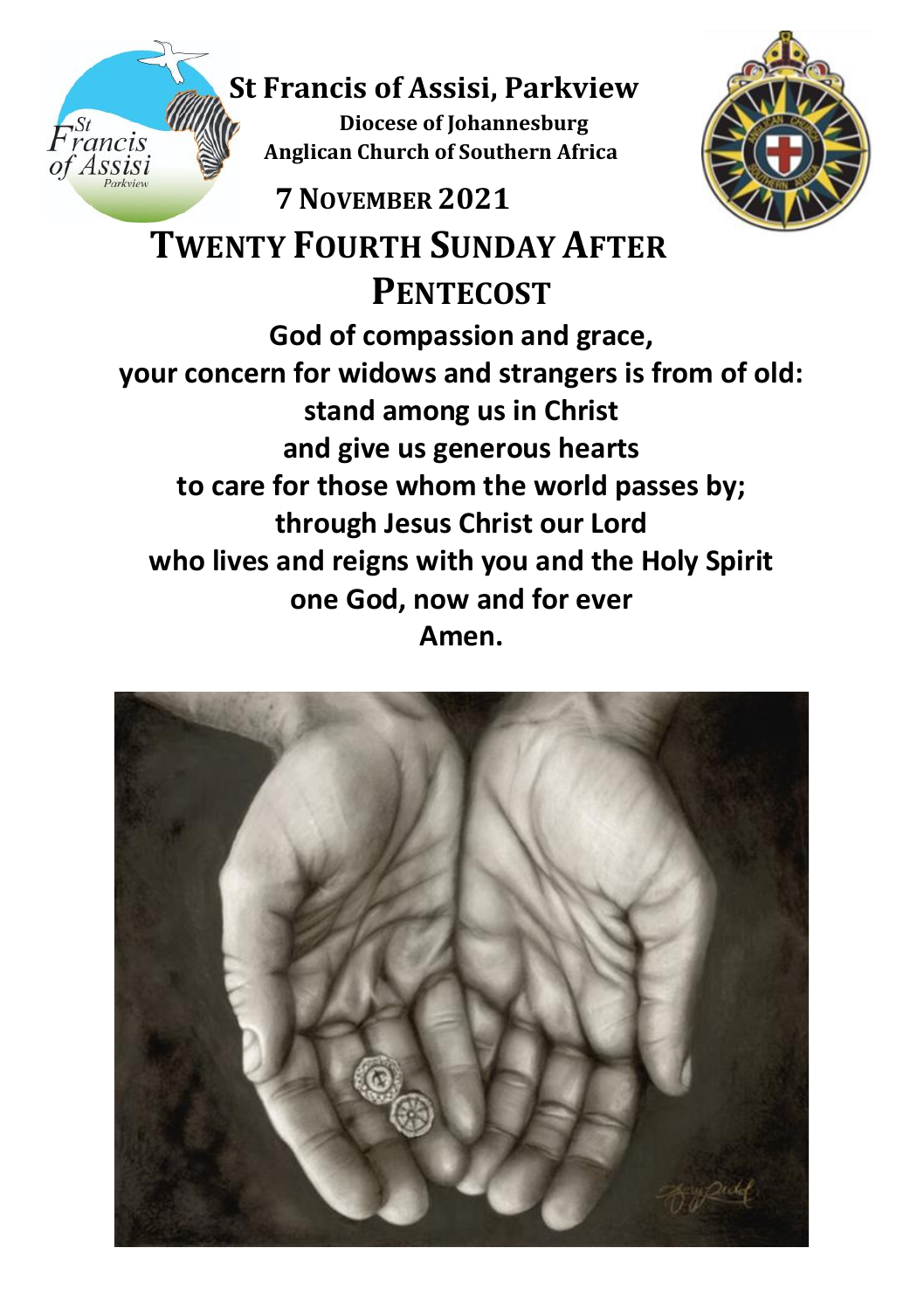# St Francis of Assisi, Parkview

**Diocese of Johannesburg**
**Anglican Church of Southern Africa**

## 7 NOVEMBER 2021

# TWENTY FOURTH SUNDAY AFTER PENTECOST

**God of compassion and grace,**
**your concern for widows and strangers is from of old:**
**stand among us in Christ**
**and give us generous hearts**
**to care for those whom the world passes by;**
**through Jesus Christ our Lord**
**who lives and reigns with you and the Holy Spirit**
**one God, now and for ever**
**Amen.**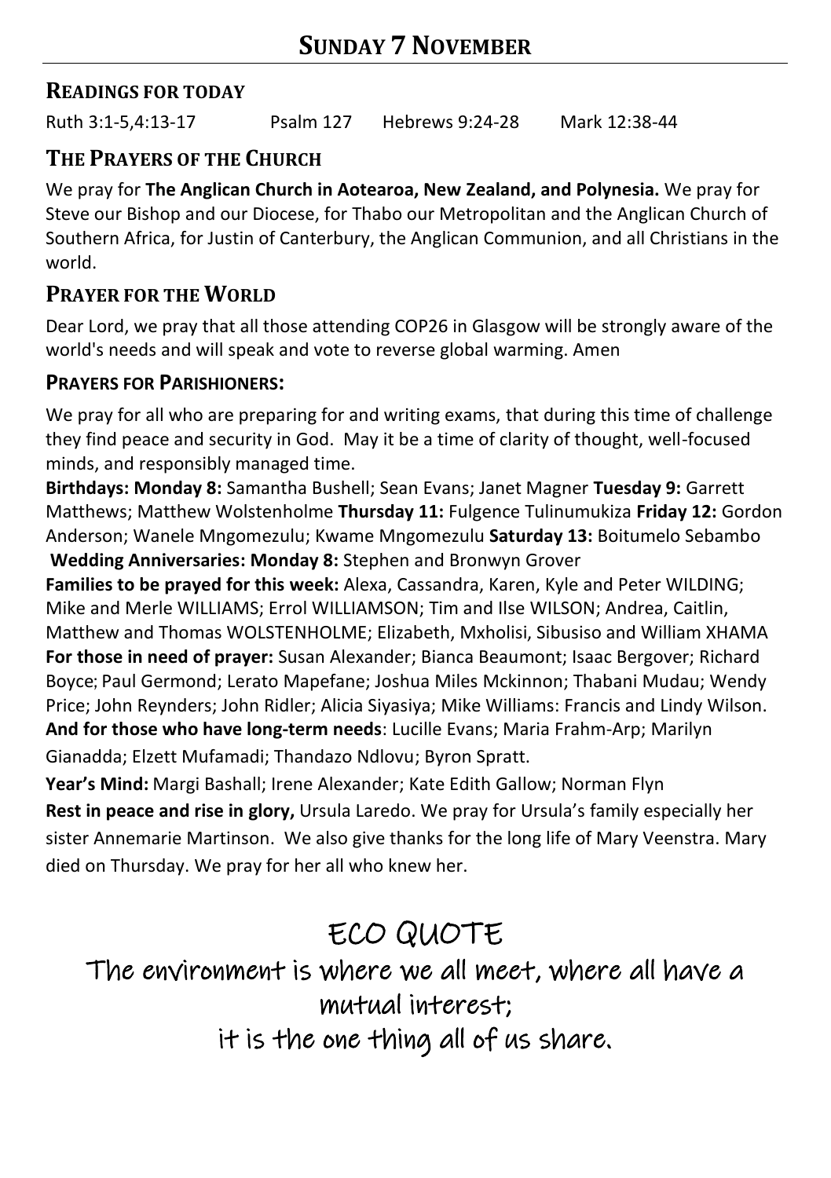# Sunday 7 November

## Readings for today

Ruth 3:1-5,4:13-17 Psalm 127 Hebrews 9:24-28 Mark 12:38-44

## The Prayers of the Church

We pray for **The Anglican Church in Aotearoa, New Zealand, and Polynesia.** We pray for Steve our Bishop and our Diocese, for Thabo our Metropolitan and the Anglican Church of Southern Africa, for Justin of Canterbury, the Anglican Communion, and all Christians in the world.

## Prayer for the World

Dear Lord, we pray that all those attending COP26 in Glasgow will be strongly aware of the world's needs and will speak and vote to reverse global warming. Amen

### Prayers for Parishioners:

We pray for all who are preparing for and writing exams, that during this time of challenge they find peace and security in God. May it be a time of clarity of thought, well-focused minds, and responsibly managed time.

**Birthdays: Monday 8:** Samantha Bushell; Sean Evans; Janet Magner **Tuesday 9:** Garrett Matthews; Matthew Wolstenholme **Thursday 11:** Fulgence Tulinumukiza **Friday 12:** Gordon Anderson; Wanele Mngomezulu; Kwame Mngomezulu **Saturday 13:** Boitumelo Sebambo

**Wedding Anniversaries: Monday 8:** Stephen and Bronwyn Grover

**Families to be prayed for this week:** Alexa, Cassandra, Karen, Kyle and Peter WILDING; Mike and Merle WILLIAMS; Errol WILLIAMSON; Tim and Ilse WILSON; Andrea, Caitlin, Matthew and Thomas WOLSTENHOLME; Elizabeth, Mxholisi, Sibusiso and William XHAMA

**For those in need of prayer:** Susan Alexander; Bianca Beaumont; Isaac Bergover; Richard Boyce; Paul Germond; Lerato Mapefane; Joshua Miles Mckinnon; Thabani Mudau; Wendy Price; John Reynders; John Ridler; Alicia Siyasiya; Mike Williams: Francis and Lindy Wilson.

**And for those who have long-term needs**: Lucille Evans; Maria Frahm-Arp; Marilyn Gianadda; Elzett Mufamadi; Thandazo Ndlovu; Byron Spratt.

**Year's Mind:** Margi Bashall; Irene Alexander; Kate Edith Gallow; Norman Flyn

**Rest in peace and rise in glory,** Ursula Laredo. We pray for Ursula's family especially her sister Annemarie Martinson. We also give thanks for the long life of Mary Veenstra. Mary died on Thursday. We pray for her all who knew her.

## ECO QUOTE

The environment is where we all meet, where all have a mutual interest;
it is the one thing all of us share.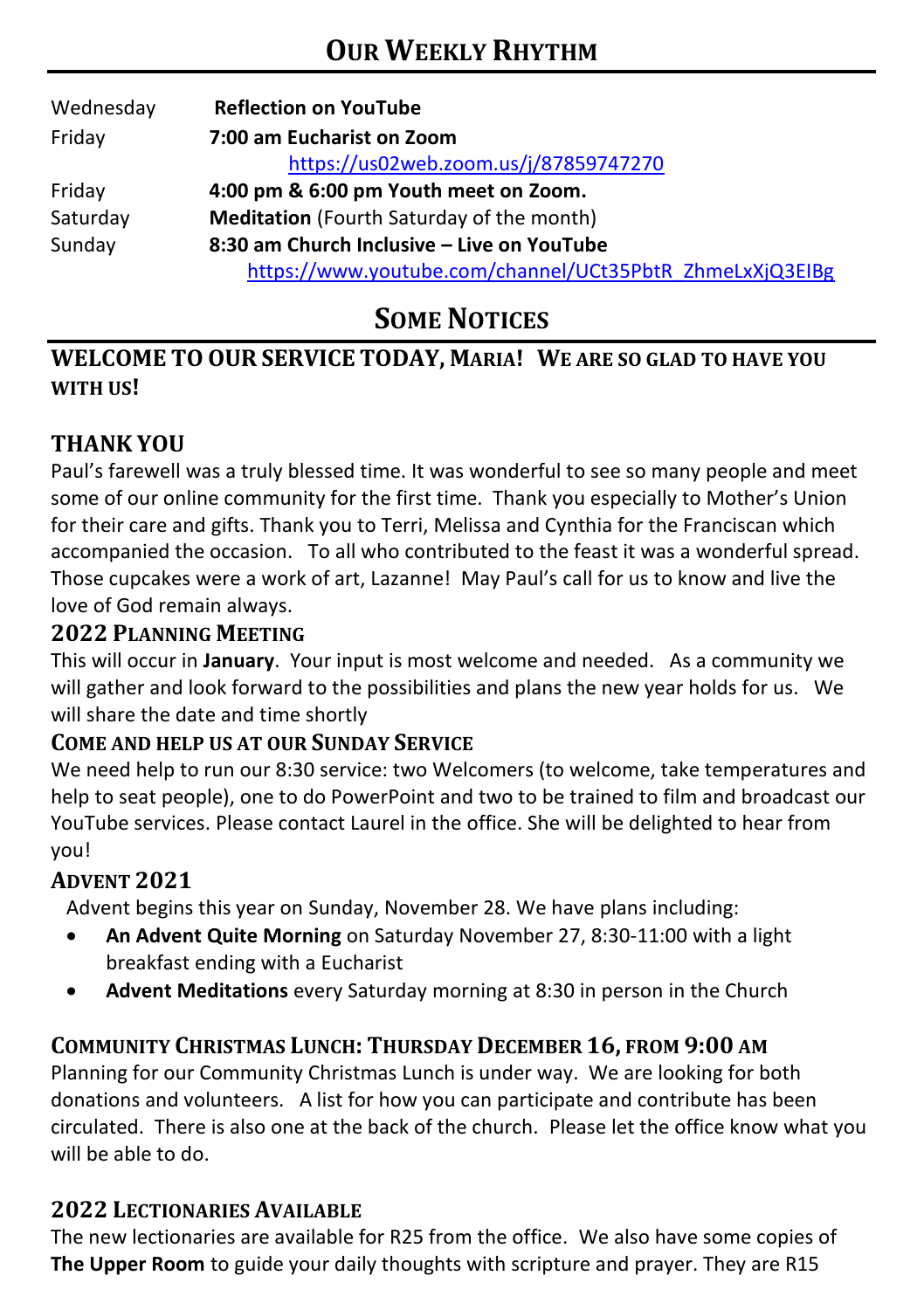# Our Weekly Rhythm

| | |
|---|---|
| Wednesday | **Reflection on YouTube** |
| Friday | **7:00 am Eucharist on Zoom** |
| | https://us02web.zoom.us/j/87859747270 |
| Friday | **4:00 pm & 6:00 pm Youth meet on Zoom.** |
| Saturday | **Meditation** (Fourth Saturday of the month) |
| Sunday | **8:30 am Church Inclusive – Live on YouTube** |
| | https://www.youtube.com/channel/UCt35PbtR_ZhmeLxXjQ3EIBg |

# Some Notices

## WELCOME TO OUR SERVICE TODAY, MARIA! WE ARE SO GLAD TO HAVE YOU WITH US!

### THANK YOU

Paul's farewell was a truly blessed time. It was wonderful to see so many people and meet some of our online community for the first time. Thank you especially to Mother's Union for their care and gifts. Thank you to Terri, Melissa and Cynthia for the Franciscan which accompanied the occasion. To all who contributed to the feast it was a wonderful spread. Those cupcakes were a work of art, Lazanne! May Paul's call for us to know and live the love of God remain always.

### 2022 Planning Meeting

This will occur in **January**. Your input is most welcome and needed. As a community we will gather and look forward to the possibilities and plans the new year holds for us. We will share the date and time shortly

### Come and help us at our Sunday Service

We need help to run our 8:30 service: two Welcomers (to welcome, take temperatures and help to seat people), one to do PowerPoint and two to be trained to film and broadcast our YouTube services. Please contact Laurel in the office. She will be delighted to hear from you!

### Advent 2021

Advent begins this year on Sunday, November 28. We have plans including:

- **An Advent Quite Morning** on Saturday November 27, 8:30-11:00 with a light breakfast ending with a Eucharist
- **Advent Meditations** every Saturday morning at 8:30 in person in the Church

### Community Christmas Lunch: Thursday December 16, from 9:00 am

Planning for our Community Christmas Lunch is under way. We are looking for both donations and volunteers. A list for how you can participate and contribute has been circulated. There is also one at the back of the church. Please let the office know what you will be able to do.

### 2022 Lectionaries Available

The new lectionaries are available for R25 from the office. We also have some copies of **The Upper Room** to guide your daily thoughts with scripture and prayer. They are R15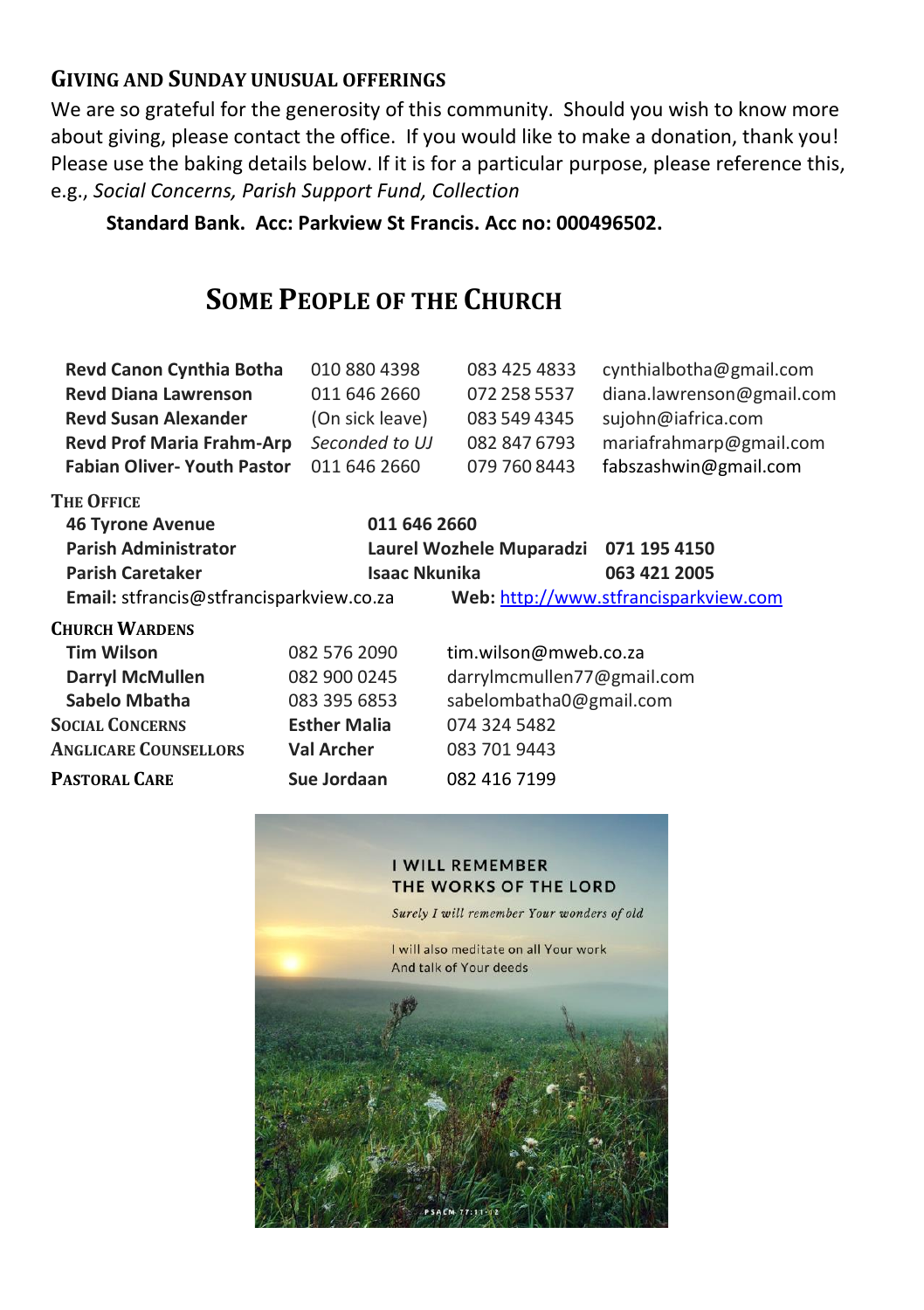## Giving and Sunday unusual offerings

We are so grateful for the generosity of this community. Should you wish to know more about giving, please contact the office. If you would like to make a donation, thank you! Please use the baking details below. If it is for a particular purpose, please reference this, e.g., *Social Concerns, Parish Support Fund, Collection*

**Standard Bank. Acc: Parkview St Francis. Acc no: 000496502.**

# Some People of the Church

| | | | |
|---|---|---|---|
| **Revd Canon Cynthia Botha** | 010 880 4398 | 083 425 4833 | cynthialbotha@gmail.com |
| **Revd Diana Lawrenson** | 011 646 2660 | 072 258 5537 | diana.lawrenson@gmail.com |
| **Revd Susan Alexander** | (On sick leave) | 083 549 4345 | sujohn@iafrica.com |
| **Revd Prof Maria Frahm-Arp** | *Seconded to UJ* | 082 847 6793 | mariafrahmarp@gmail.com |
| **Fabian Oliver- Youth Pastor** | 011 646 2660 | 079 760 8443 | fabszashwin@gmail.com |

### The Office

| | | |
|---|---|---|
| **46 Tyrone Avenue** | **011 646 2660** | |
| **Parish Administrator** | **Laurel Wozhele Muparadzi** | **071 195 4150** |
| **Parish Caretaker** | **Isaac Nkunika** | **063 421 2005** |

**Email:** stfrancis@stfrancisparkview.co.za **Web:** http://www.stfrancisparkview.com

### Church Wardens

| | | |
|---|---|---|
| **Tim Wilson** | 082 576 2090 | tim.wilson@mweb.co.za |
| **Darryl McMullen** | 082 900 0245 | darrylmcmullen77@gmail.com |
| **Sabelo Mbatha** | 083 395 6853 | sabelombatha0@gmail.com |

| | | |
|---|---|---|
| **Social Concerns** | **Esther Malia** | 074 324 5482 |
| **Anglicare Counsellors** | **Val Archer** | 083 701 9443 |
| **Pastoral Care** | **Sue Jordaan** | 082 416 7199 |

I WILL REMEMBER THE WORKS OF THE LORD

*Surely I will remember Your wonders of old*

I will also meditate on all Your work
And talk of Your deeds

PSALM 77:11-12